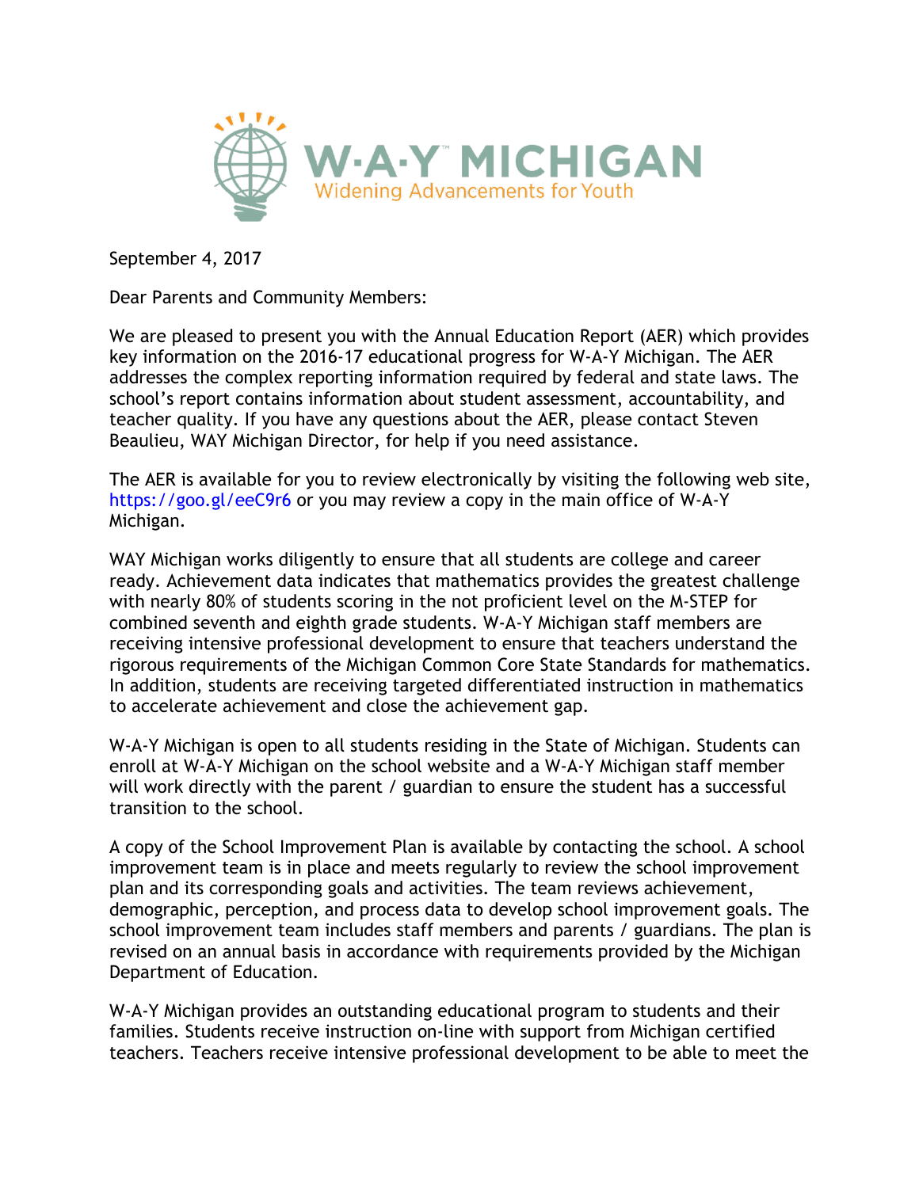W·A·Y™ MICHIGAN
Widening Advancements for Youth

September 4, 2017

Dear Parents and Community Members:

We are pleased to present you with the Annual Education Report (AER) which provides key information on the 2016-17 educational progress for W-A-Y Michigan. The AER addresses the complex reporting information required by federal and state laws. The school's report contains information about student assessment, accountability, and teacher quality. If you have any questions about the AER, please contact Steven Beaulieu, WAY Michigan Director, for help if you need assistance.

The AER is available for you to review electronically by visiting the following web site, https://goo.gl/eeC9r6 or you may review a copy in the main office of W-A-Y Michigan.

WAY Michigan works diligently to ensure that all students are college and career ready. Achievement data indicates that mathematics provides the greatest challenge with nearly 80% of students scoring in the not proficient level on the M-STEP for combined seventh and eighth grade students. W-A-Y Michigan staff members are receiving intensive professional development to ensure that teachers understand the rigorous requirements of the Michigan Common Core State Standards for mathematics. In addition, students are receiving targeted differentiated instruction in mathematics to accelerate achievement and close the achievement gap.

W-A-Y Michigan is open to all students residing in the State of Michigan. Students can enroll at W-A-Y Michigan on the school website and a W-A-Y Michigan staff member will work directly with the parent / guardian to ensure the student has a successful transition to the school.

A copy of the School Improvement Plan is available by contacting the school. A school improvement team is in place and meets regularly to review the school improvement plan and its corresponding goals and activities. The team reviews achievement, demographic, perception, and process data to develop school improvement goals. The school improvement team includes staff members and parents / guardians. The plan is revised on an annual basis in accordance with requirements provided by the Michigan Department of Education.

W-A-Y Michigan provides an outstanding educational program to students and their families. Students receive instruction on-line with support from Michigan certified teachers. Teachers receive intensive professional development to be able to meet the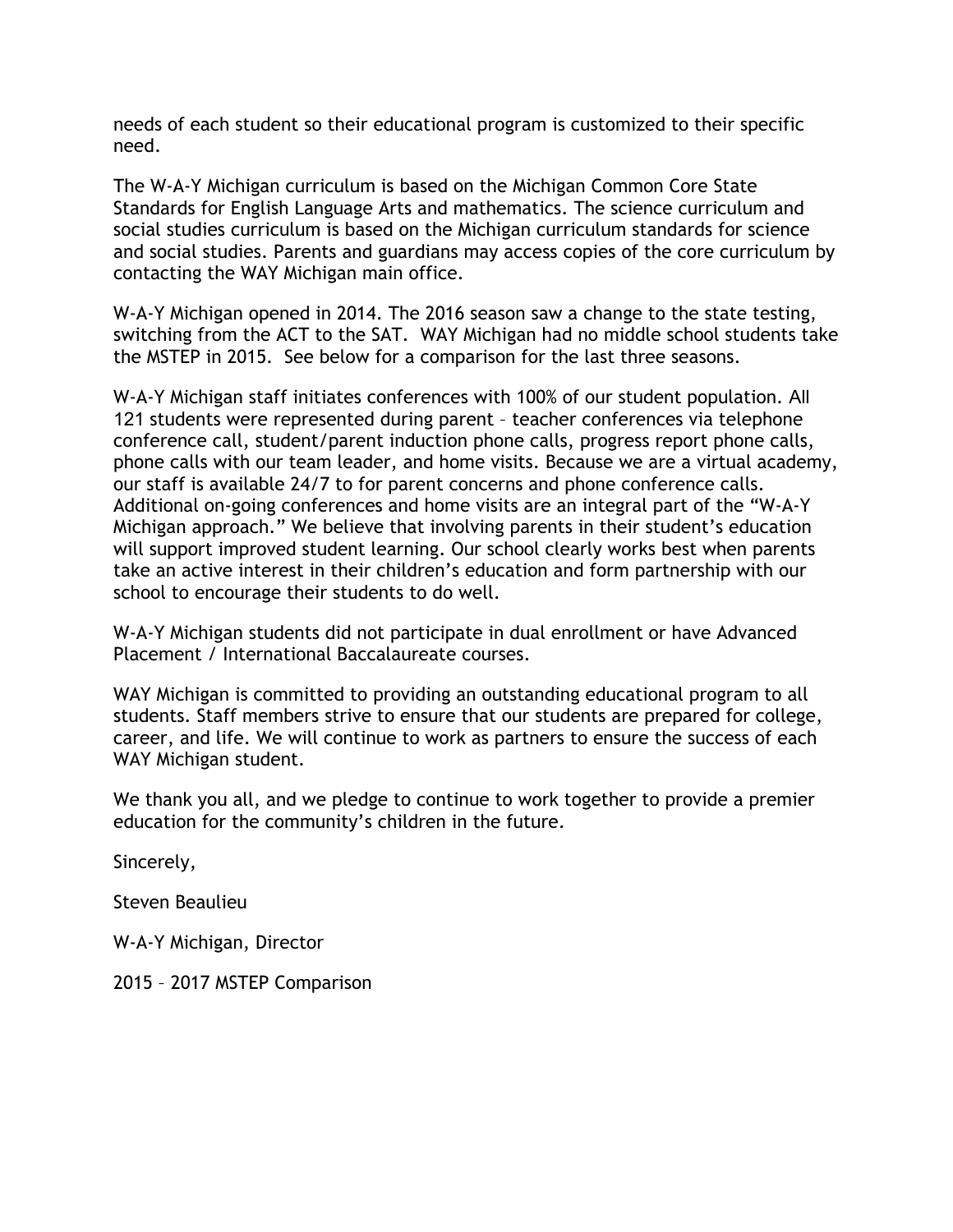needs of each student so their educational program is customized to their specific need.

The W-A-Y Michigan curriculum is based on the Michigan Common Core State Standards for English Language Arts and mathematics. The science curriculum and social studies curriculum is based on the Michigan curriculum standards for science and social studies. Parents and guardians may access copies of the core curriculum by contacting the WAY Michigan main office.

W-A-Y Michigan opened in 2014. The 2016 season saw a change to the state testing, switching from the ACT to the SAT. WAY Michigan had no middle school students take the MSTEP in 2015. See below for a comparison for the last three seasons.

W-A-Y Michigan staff initiates conferences with 100% of our student population. All 121 students were represented during parent – teacher conferences via telephone conference call, student/parent induction phone calls, progress report phone calls, phone calls with our team leader, and home visits. Because we are a virtual academy, our staff is available 24/7 to for parent concerns and phone conference calls. Additional on-going conferences and home visits are an integral part of the "W-A-Y Michigan approach." We believe that involving parents in their student's education will support improved student learning. Our school clearly works best when parents take an active interest in their children's education and form partnership with our school to encourage their students to do well.

W-A-Y Michigan students did not participate in dual enrollment or have Advanced Placement / International Baccalaureate courses.

WAY Michigan is committed to providing an outstanding educational program to all students. Staff members strive to ensure that our students are prepared for college, career, and life. We will continue to work as partners to ensure the success of each WAY Michigan student.

We thank you all, and we pledge to continue to work together to provide a premier education for the community's children in the future.

Sincerely,

Steven Beaulieu

W-A-Y Michigan, Director

2015 – 2017 MSTEP Comparison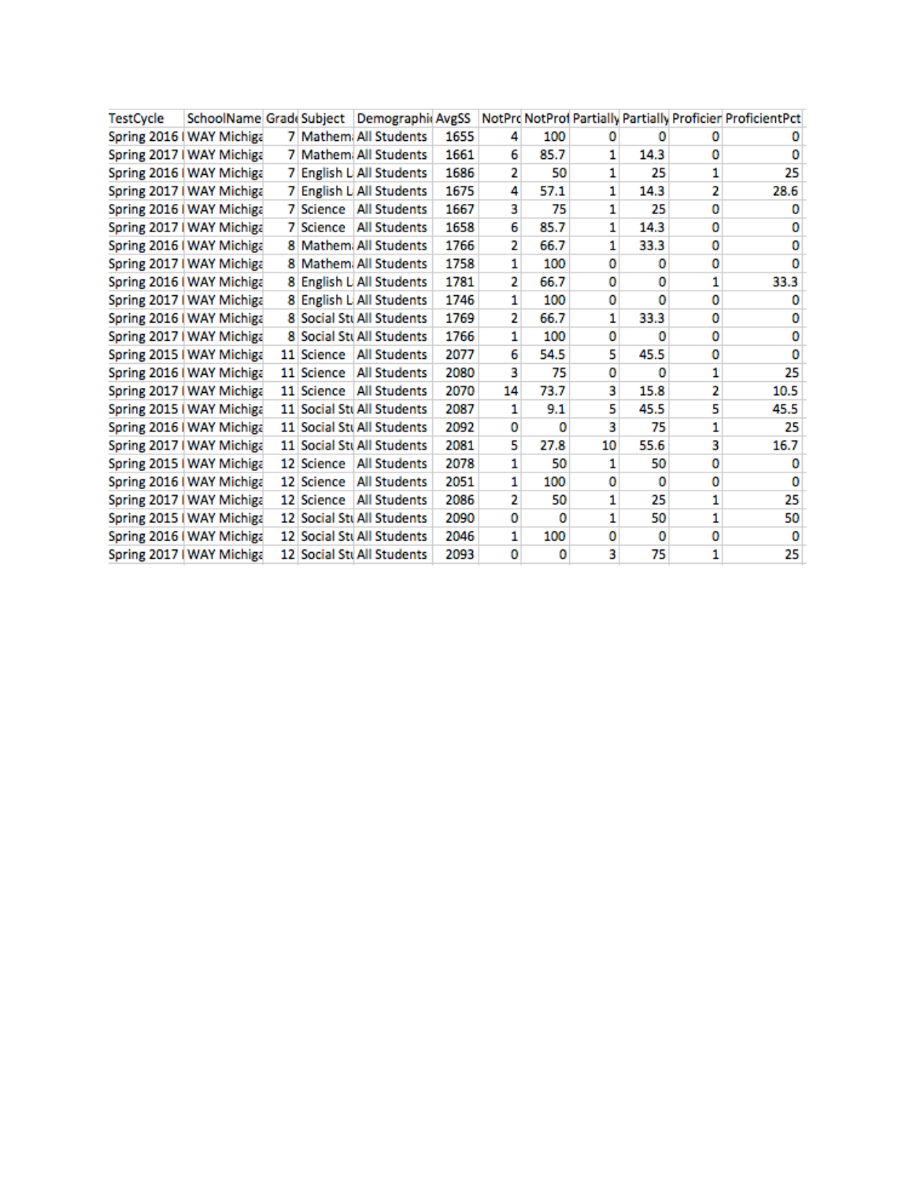| TestCycle | SchoolName | Grade | Subject | Demographi | AvgSS | NotPrc | NotProf | Partially | Partially | Proficier | ProficientPct |
|---|---|---|---|---|---|---|---|---|---|---|---|
| Spring 2016 | WAY Michiga | 7 | Mathem | All Students | 1655 | 4 | 100 | 0 | 0 | 0 | 0 |
| Spring 2017 | WAY Michiga | 7 | Mathem | All Students | 1661 | 6 | 85.7 | 1 | 14.3 | 0 | 0 |
| Spring 2016 | WAY Michiga | 7 | English L | All Students | 1686 | 2 | 50 | 1 | 25 | 1 | 25 |
| Spring 2017 | WAY Michiga | 7 | English L | All Students | 1675 | 4 | 57.1 | 1 | 14.3 | 2 | 28.6 |
| Spring 2016 | WAY Michiga | 7 | Science | All Students | 1667 | 3 | 75 | 1 | 25 | 0 | 0 |
| Spring 2017 | WAY Michiga | 7 | Science | All Students | 1658 | 6 | 85.7 | 1 | 14.3 | 0 | 0 |
| Spring 2016 | WAY Michiga | 8 | Mathem | All Students | 1766 | 2 | 66.7 | 1 | 33.3 | 0 | 0 |
| Spring 2017 | WAY Michiga | 8 | Mathem | All Students | 1758 | 1 | 100 | 0 | 0 | 0 | 0 |
| Spring 2016 | WAY Michiga | 8 | English L | All Students | 1781 | 2 | 66.7 | 0 | 0 | 1 | 33.3 |
| Spring 2017 | WAY Michiga | 8 | English L | All Students | 1746 | 1 | 100 | 0 | 0 | 0 | 0 |
| Spring 2016 | WAY Michiga | 8 | Social Stu | All Students | 1769 | 2 | 66.7 | 1 | 33.3 | 0 | 0 |
| Spring 2017 | WAY Michiga | 8 | Social Stu | All Students | 1766 | 1 | 100 | 0 | 0 | 0 | 0 |
| Spring 2015 | WAY Michiga | 11 | Science | All Students | 2077 | 6 | 54.5 | 5 | 45.5 | 0 | 0 |
| Spring 2016 | WAY Michiga | 11 | Science | All Students | 2080 | 3 | 75 | 0 | 0 | 1 | 25 |
| Spring 2017 | WAY Michiga | 11 | Science | All Students | 2070 | 14 | 73.7 | 3 | 15.8 | 2 | 10.5 |
| Spring 2015 | WAY Michiga | 11 | Social Stu | All Students | 2087 | 1 | 9.1 | 5 | 45.5 | 5 | 45.5 |
| Spring 2016 | WAY Michiga | 11 | Social Stu | All Students | 2092 | 0 | 0 | 3 | 75 | 1 | 25 |
| Spring 2017 | WAY Michiga | 11 | Social Stu | All Students | 2081 | 5 | 27.8 | 10 | 55.6 | 3 | 16.7 |
| Spring 2015 | WAY Michiga | 12 | Science | All Students | 2078 | 1 | 50 | 1 | 50 | 0 | 0 |
| Spring 2016 | WAY Michiga | 12 | Science | All Students | 2051 | 1 | 100 | 0 | 0 | 0 | 0 |
| Spring 2017 | WAY Michiga | 12 | Science | All Students | 2086 | 2 | 50 | 1 | 25 | 1 | 25 |
| Spring 2015 | WAY Michiga | 12 | Social Stu | All Students | 2090 | 0 | 0 | 1 | 50 | 1 | 50 |
| Spring 2016 | WAY Michiga | 12 | Social Stu | All Students | 2046 | 1 | 100 | 0 | 0 | 0 | 0 |
| Spring 2017 | WAY Michiga | 12 | Social Stu | All Students | 2093 | 0 | 0 | 3 | 75 | 1 | 25 |